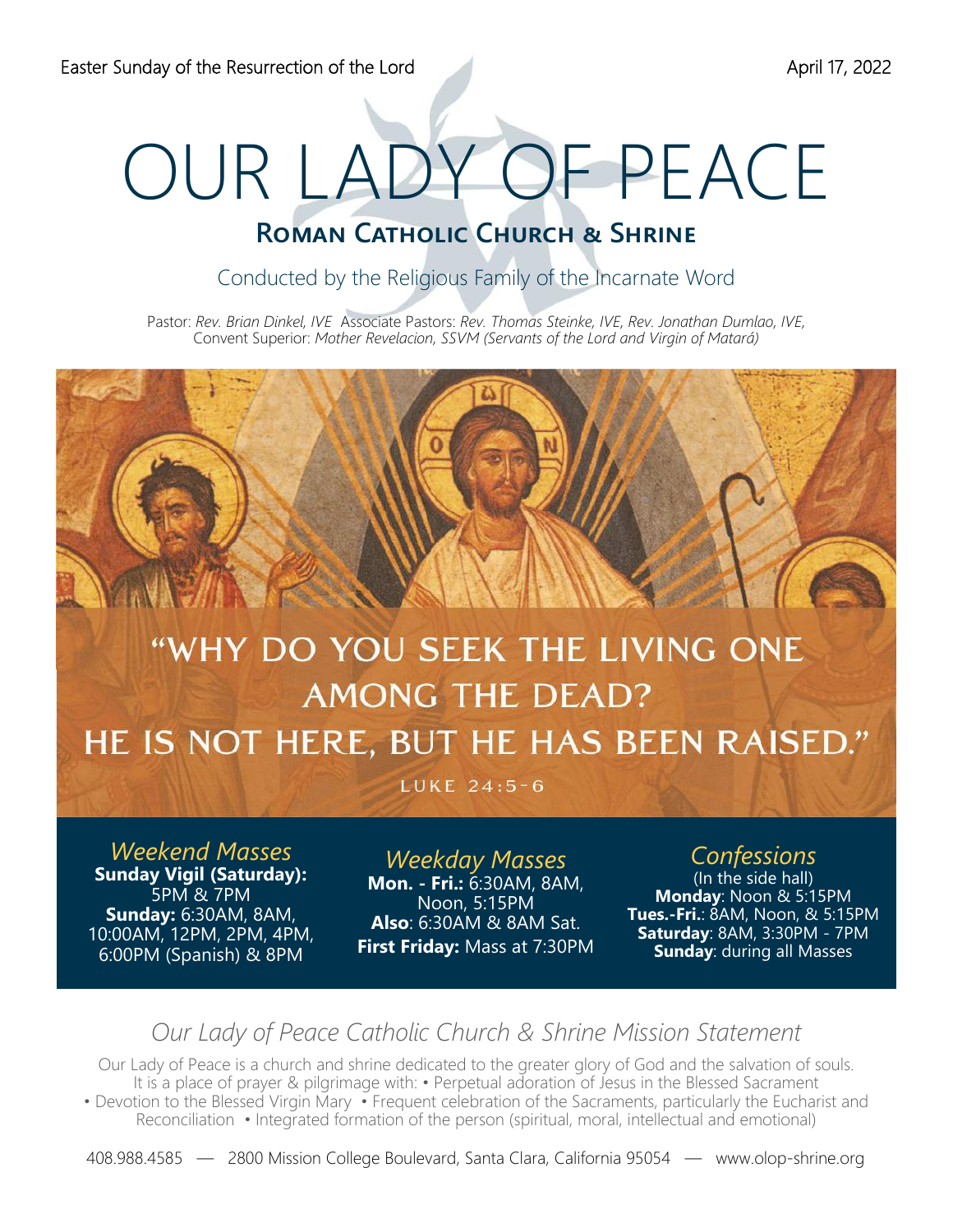Easter Sunday of the Resurrection of the Lord

April 17, 2022

# OUR LADY OF PEACE

## Roman Catholic Church & Shrine

Conducted by the Religious Family of the Incarnate Word

Pastor: *Rev. Brian Dinkel, IVE* Associate Pastors: *Rev. Thomas Steinke, IVE, Rev. Jonathan Dumlao, IVE,*
Convent Superior: *Mother Revelacion, SSVM (Servants of the Lord and Virgin of Matará)*

“WHY DO YOU SEEK THE LIVING ONE AMONG THE DEAD? HE IS NOT HERE, BUT HE HAS BEEN RAISED.”

LUKE 24:5-6

### *Weekend Masses*

**Sunday Vigil (Saturday):** 5PM & 7PM
**Sunday:** 6:30AM, 8AM, 10:00AM, 12PM, 2PM, 4PM, 6:00PM (Spanish) & 8PM

### *Weekday Masses*

**Mon. - Fri.:** 6:30AM, 8AM, Noon, 5:15PM
**Also**: 6:30AM & 8AM Sat.
**First Friday:** Mass at 7:30PM

### *Confessions*

(In the side hall)
**Monday**: Noon & 5:15PM
**Tues.-Fri.**: 8AM, Noon, & 5:15PM
**Saturday**: 8AM, 3:30PM - 7PM
**Sunday**: during all Masses

## *Our Lady of Peace Catholic Church & Shrine Mission Statement*

Our Lady of Peace is a church and shrine dedicated to the greater glory of God and the salvation of souls. It is a place of prayer & pilgrimage with: • Perpetual adoration of Jesus in the Blessed Sacrament • Devotion to the Blessed Virgin Mary • Frequent celebration of the Sacraments, particularly the Eucharist and Reconciliation • Integrated formation of the person (spiritual, moral, intellectual and emotional)

408.988.4585 — 2800 Mission College Boulevard, Santa Clara, California 95054 — www.olop-shrine.org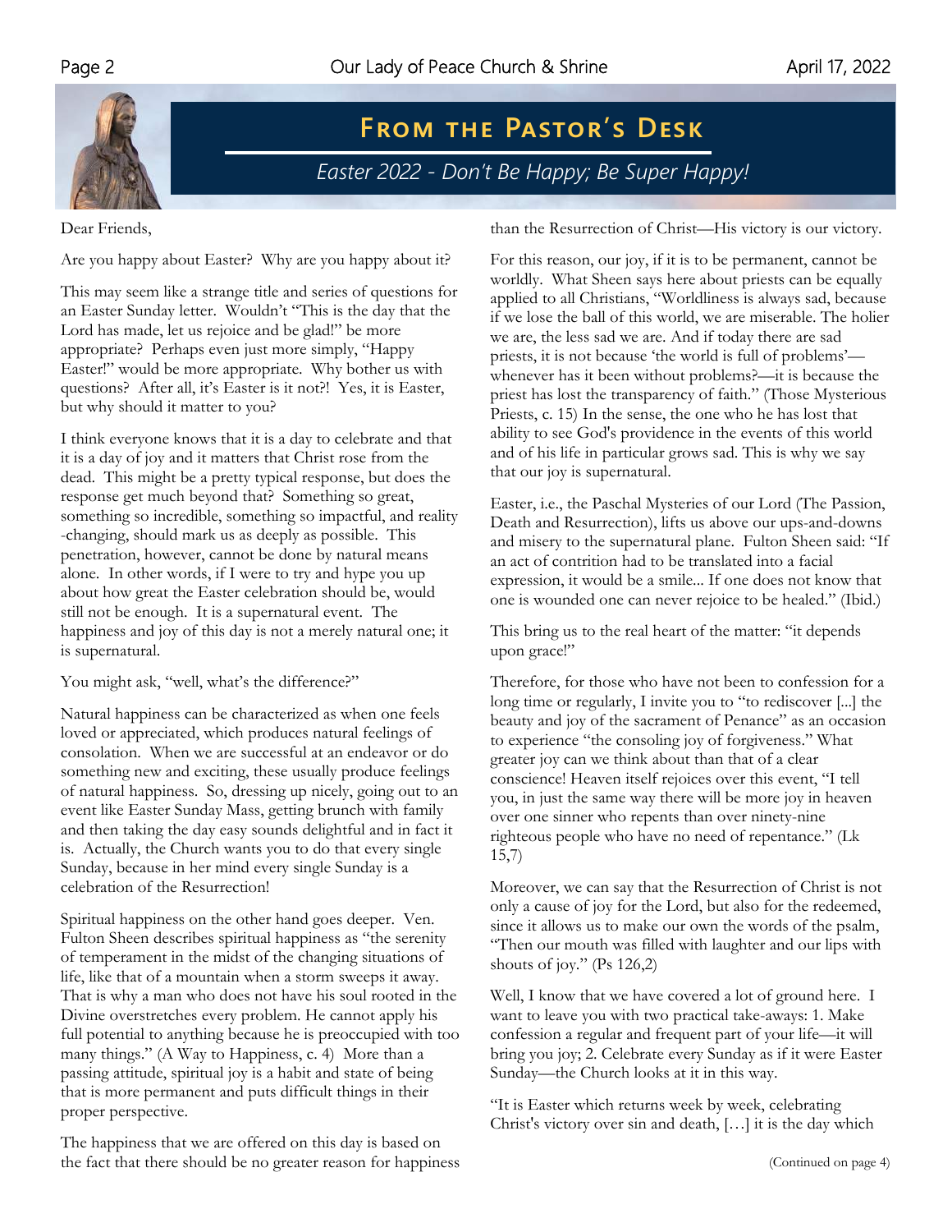# From the Pastor's Desk

## *Easter 2022 - Don't Be Happy; Be Super Happy!*

Dear Friends,

Are you happy about Easter? Why are you happy about it?

This may seem like a strange title and series of questions for an Easter Sunday letter. Wouldn't "This is the day that the Lord has made, let us rejoice and be glad!" be more appropriate? Perhaps even just more simply, "Happy Easter!" would be more appropriate. Why bother us with questions? After all, it's Easter is it not?! Yes, it is Easter, but why should it matter to you?

I think everyone knows that it is a day to celebrate and that it is a day of joy and it matters that Christ rose from the dead. This might be a pretty typical response, but does the response get much beyond that? Something so great, something so incredible, something so impactful, and reality-changing, should mark us as deeply as possible. This penetration, however, cannot be done by natural means alone. In other words, if I were to try and hype you up about how great the Easter celebration should be, would still not be enough. It is a supernatural event. The happiness and joy of this day is not a merely natural one; it is supernatural.

You might ask, "well, what's the difference?"

Natural happiness can be characterized as when one feels loved or appreciated, which produces natural feelings of consolation. When we are successful at an endeavor or do something new and exciting, these usually produce feelings of natural happiness. So, dressing up nicely, going out to an event like Easter Sunday Mass, getting brunch with family and then taking the day easy sounds delightful and in fact it is. Actually, the Church wants you to do that every single Sunday, because in her mind every single Sunday is a celebration of the Resurrection!

Spiritual happiness on the other hand goes deeper. Ven. Fulton Sheen describes spiritual happiness as "the serenity of temperament in the midst of the changing situations of life, like that of a mountain when a storm sweeps it away. That is why a man who does not have his soul rooted in the Divine overstretches every problem. He cannot apply his full potential to anything because he is preoccupied with too many things." (A Way to Happiness, c. 4) More than a passing attitude, spiritual joy is a habit and state of being that is more permanent and puts difficult things in their proper perspective.

The happiness that we are offered on this day is based on the fact that there should be no greater reason for happiness than the Resurrection of Christ—His victory is our victory.

For this reason, our joy, if it is to be permanent, cannot be worldly. What Sheen says here about priests can be equally applied to all Christians, "Worldliness is always sad, because if we lose the ball of this world, we are miserable. The holier we are, the less sad we are. And if today there are sad priests, it is not because 'the world is full of problems'—whenever has it been without problems?—it is because the priest has lost the transparency of faith." (Those Mysterious Priests, c. 15) In the sense, the one who he has lost that ability to see God's providence in the events of this world and of his life in particular grows sad. This is why we say that our joy is supernatural.

Easter, i.e., the Paschal Mysteries of our Lord (The Passion, Death and Resurrection), lifts us above our ups-and-downs and misery to the supernatural plane. Fulton Sheen said: "If an act of contrition had to be translated into a facial expression, it would be a smile... If one does not know that one is wounded one can never rejoice to be healed." (Ibid.)

This bring us to the real heart of the matter: "it depends upon grace!"

Therefore, for those who have not been to confession for a long time or regularly, I invite you to "to rediscover [...] the beauty and joy of the sacrament of Penance" as an occasion to experience "the consoling joy of forgiveness." What greater joy can we think about than that of a clear conscience! Heaven itself rejoices over this event, "I tell you, in just the same way there will be more joy in heaven over one sinner who repents than over ninety-nine righteous people who have no need of repentance." (Lk 15,7)

Moreover, we can say that the Resurrection of Christ is not only a cause of joy for the Lord, but also for the redeemed, since it allows us to make our own the words of the psalm, "Then our mouth was filled with laughter and our lips with shouts of joy." (Ps 126,2)

Well, I know that we have covered a lot of ground here. I want to leave you with two practical take-aways: 1. Make confession a regular and frequent part of your life—it will bring you joy; 2. Celebrate every Sunday as if it were Easter Sunday—the Church looks at it in this way.

"It is Easter which returns week by week, celebrating Christ's victory over sin and death, […] it is the day which

(Continued on page 4)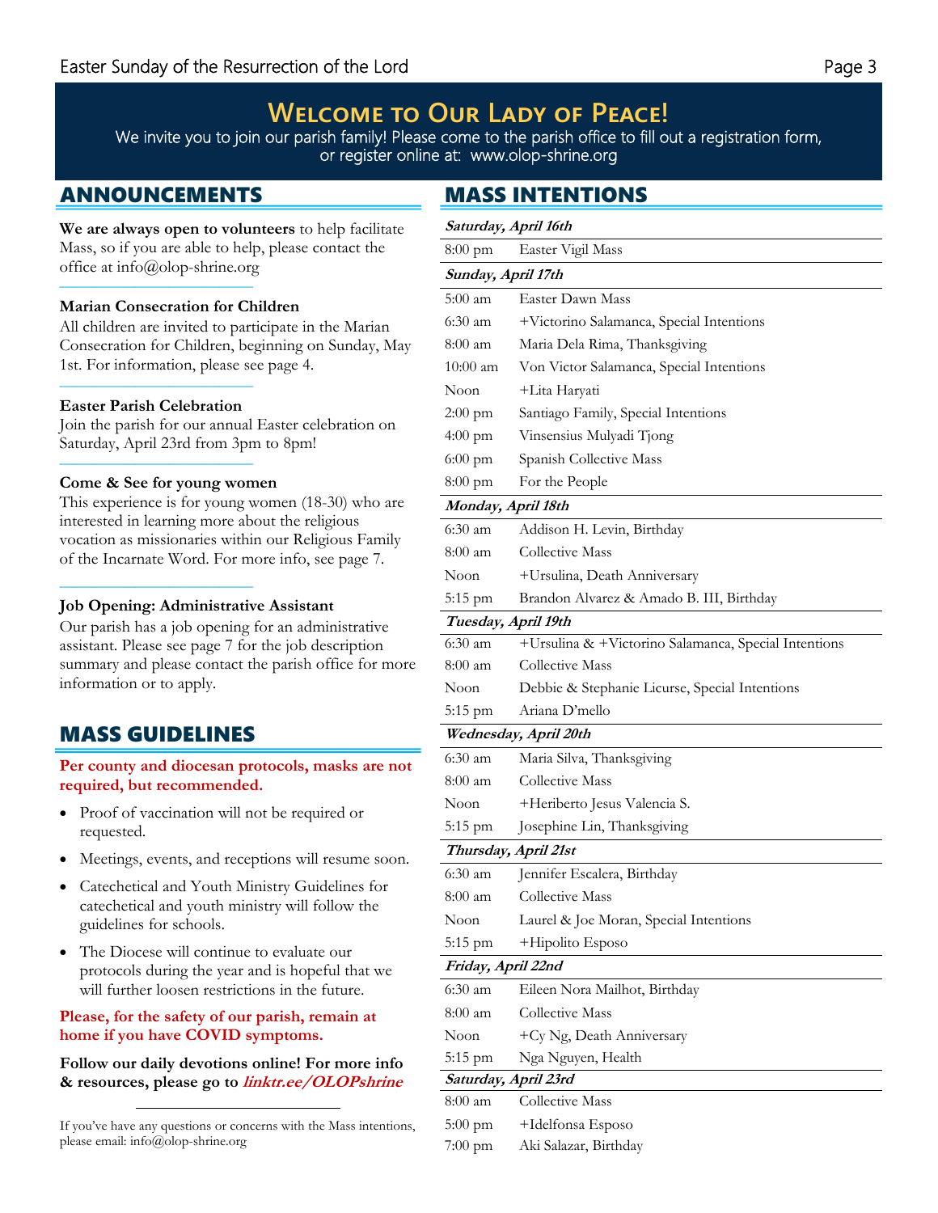# Welcome to Our Lady of Peace!

We invite you to join our parish family! Please come to the parish office to fill out a registration form, or register online at: www.olop-shrine.org

## ANNOUNCEMENTS

**We are always open to volunteers** to help facilitate Mass, so if you are able to help, please contact the office at info@olop-shrine.org

**Marian Consecration for Children**
All children are invited to participate in the Marian Consecration for Children, beginning on Sunday, May 1st. For information, please see page 4.

**Easter Parish Celebration**
Join the parish for our annual Easter celebration on Saturday, April 23rd from 3pm to 8pm!

**Come & See for young women**
This experience is for young women (18-30) who are interested in learning more about the religious vocation as missionaries within our Religious Family of the Incarnate Word. For more info, see page 7.

**Job Opening: Administrative Assistant**
Our parish has a job opening for an administrative assistant. Please see page 7 for the job description summary and please contact the parish office for more information or to apply.

## MASS GUIDELINES

**Per county and diocesan protocols, masks are not required, but recommended.**

- Proof of vaccination will not be required or requested.
- Meetings, events, and receptions will resume soon.
- Catechetical and Youth Ministry Guidelines for catechetical and youth ministry will follow the guidelines for schools.
- The Diocese will continue to evaluate our protocols during the year and is hopeful that we will further loosen restrictions in the future.

**Please, for the safety of our parish, remain at home if you have COVID symptoms.**

**Follow our daily devotions online! For more info & resources, please go to *linktr.ee/OLOPshrine***

If you've have any questions or concerns with the Mass intentions, please email: info@olop-shrine.org

## MASS INTENTIONS

| | |
|---|---|
| ***Saturday, April 16th*** | |
| 8:00 pm | Easter Vigil Mass |
| ***Sunday, April 17th*** | |
| 5:00 am | Easter Dawn Mass |
| 6:30 am | +Victorino Salamanca, Special Intentions |
| 8:00 am | Maria Dela Rima, Thanksgiving |
| 10:00 am | Von Victor Salamanca, Special Intentions |
| Noon | +Lita Haryati |
| 2:00 pm | Santiago Family, Special Intentions |
| 4:00 pm | Vinsensius Mulyadi Tjong |
| 6:00 pm | Spanish Collective Mass |
| 8:00 pm | For the People |
| ***Monday, April 18th*** | |
| 6:30 am | Addison H. Levin, Birthday |
| 8:00 am | Collective Mass |
| Noon | +Ursulina, Death Anniversary |
| 5:15 pm | Brandon Alvarez & Amado B. III, Birthday |
| ***Tuesday, April 19th*** | |
| 6:30 am | +Ursulina & +Victorino Salamanca, Special Intentions |
| 8:00 am | Collective Mass |
| Noon | Debbie & Stephanie Licurse, Special Intentions |
| 5:15 pm | Ariana D'mello |
| ***Wednesday, April 20th*** | |
| 6:30 am | Maria Silva, Thanksgiving |
| 8:00 am | Collective Mass |
| Noon | +Heriberto Jesus Valencia S. |
| 5:15 pm | Josephine Lin, Thanksgiving |
| ***Thursday, April 21st*** | |
| 6:30 am | Jennifer Escalera, Birthday |
| 8:00 am | Collective Mass |
| Noon | Laurel & Joe Moran, Special Intentions |
| 5:15 pm | +Hipolito Esposo |
| ***Friday, April 22nd*** | |
| 6:30 am | Eileen Nora Mailhot, Birthday |
| 8:00 am | Collective Mass |
| Noon | +Cy Ng, Death Anniversary |
| 5:15 pm | Nga Nguyen, Health |
| ***Saturday, April 23rd*** | |
| 8:00 am | Collective Mass |
| 5:00 pm | +Idelfonsa Esposo |
| 7:00 pm | Aki Salazar, Birthday |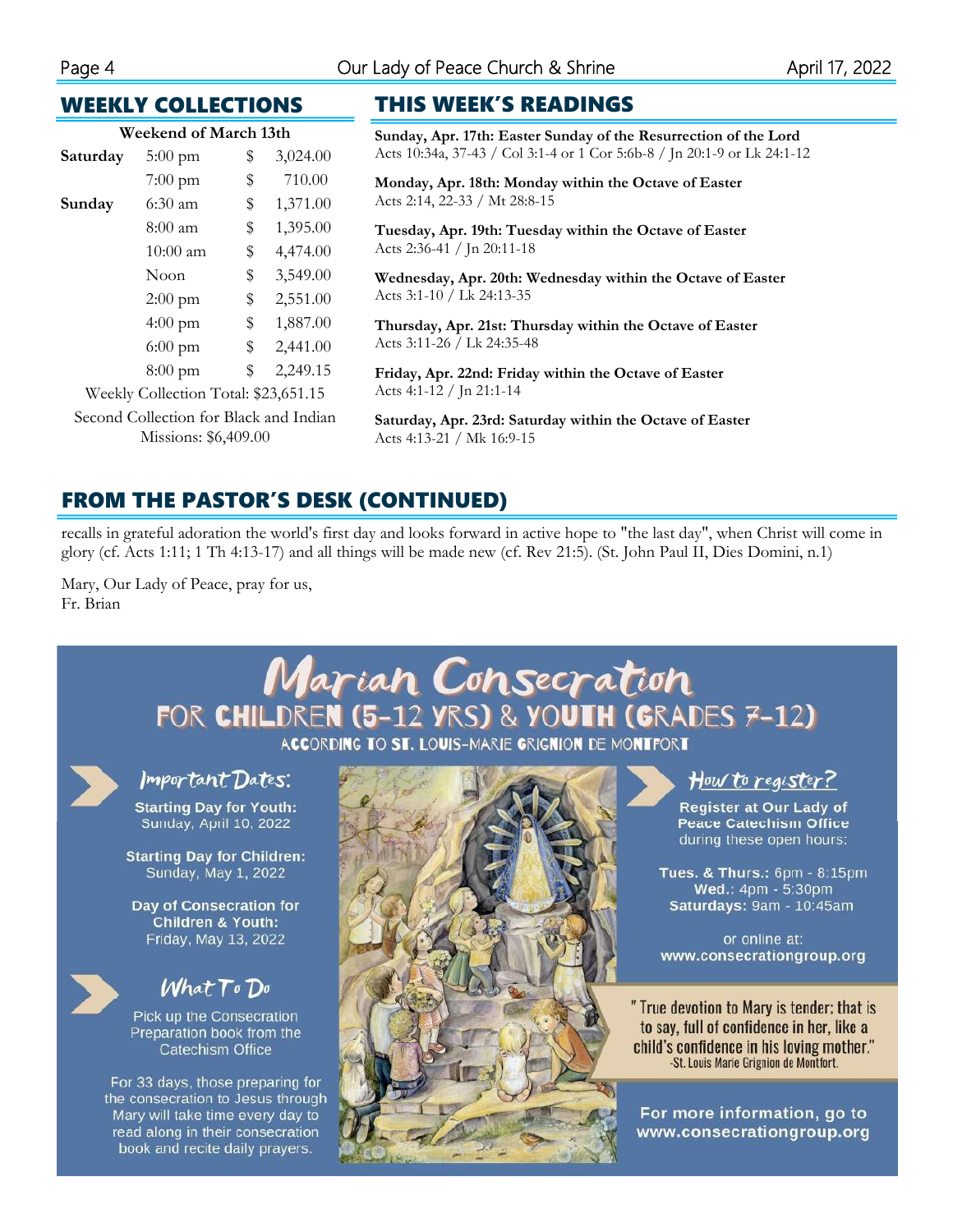## WEEKLY COLLECTIONS

**Weekend of March 13th**

| Day | Time | | Amount |
|---|---|---|---|
| **Saturday** | 5:00 pm | $ | 3,024.00 |
| | 7:00 pm | $ | 710.00 |
| **Sunday** | 6:30 am | $ | 1,371.00 |
| | 8:00 am | $ | 1,395.00 |
| | 10:00 am | $ | 4,474.00 |
| | Noon | $ | 3,549.00 |
| | 2:00 pm | $ | 2,551.00 |
| | 4:00 pm | $ | 1,887.00 |
| | 6:00 pm | $ | 2,441.00 |
| | 8:00 pm | $ | 2,249.15 |

Weekly Collection Total: $23,651.15

Second Collection for Black and Indian Missions: $6,409.00

## THIS WEEK'S READINGS

**Sunday, Apr. 17th: Easter Sunday of the Resurrection of the Lord**
Acts 10:34a, 37-43 / Col 3:1-4 or 1 Cor 5:6b-8 / Jn 20:1-9 or Lk 24:1-12

**Monday, Apr. 18th: Monday within the Octave of Easter**
Acts 2:14, 22-33 / Mt 28:8-15

**Tuesday, Apr. 19th: Tuesday within the Octave of Easter**
Acts 2:36-41 / Jn 20:11-18

**Wednesday, Apr. 20th: Wednesday within the Octave of Easter**
Acts 3:1-10 / Lk 24:13-35

**Thursday, Apr. 21st: Thursday within the Octave of Easter**
Acts 3:11-26 / Lk 24:35-48

**Friday, Apr. 22nd: Friday within the Octave of Easter**
Acts 4:1-12 / Jn 21:1-14

**Saturday, Apr. 23rd: Saturday within the Octave of Easter**
Acts 4:13-21 / Mk 16:9-15

## FROM THE PASTOR'S DESK (CONTINUED)

recalls in grateful adoration the world's first day and looks forward in active hope to "the last day", when Christ will come in glory (cf. Acts 1:11; 1 Th 4:13-17) and all things will be made new (cf. Rev 21:5). (St. John Paul II, Dies Domini, n.1)

Mary, Our Lady of Peace, pray for us,
Fr. Brian

# Marian Consecration

## FOR CHILDREN (5-12 YRS) & YOUTH (GRADES 7-12)

ACCORDING TO ST. LOUIS-MARIE GRIGNION DE MONTFORT

### Important Dates:

**Starting Day for Youth:**
Sunday, April 10, 2022

**Starting Day for Children:**
Sunday, May 1, 2022

**Day of Consecration for Children & Youth:**
Friday, May 13, 2022

### What To Do

Pick up the Consecration Preparation book from the Catechism Office

For 33 days, those preparing for the consecration to Jesus through Mary will take time every day to read along in their consecration book and recite daily prayers.

### How to register?

**Register at Our Lady of Peace Catechism Office** during these open hours:

**Tues. & Thurs.:** 6pm - 8:15pm
**Wed.:** 4pm - 5:30pm
**Saturdays:** 9am - 10:45am

or online at:
**www.consecrationgroup.org**

"True devotion to Mary is tender; that is to say, full of confidence in her, like a child's confidence in his loving mother."
-St. Louis Marie Grignion de Montfort.

**For more information, go to www.consecrationgroup.org**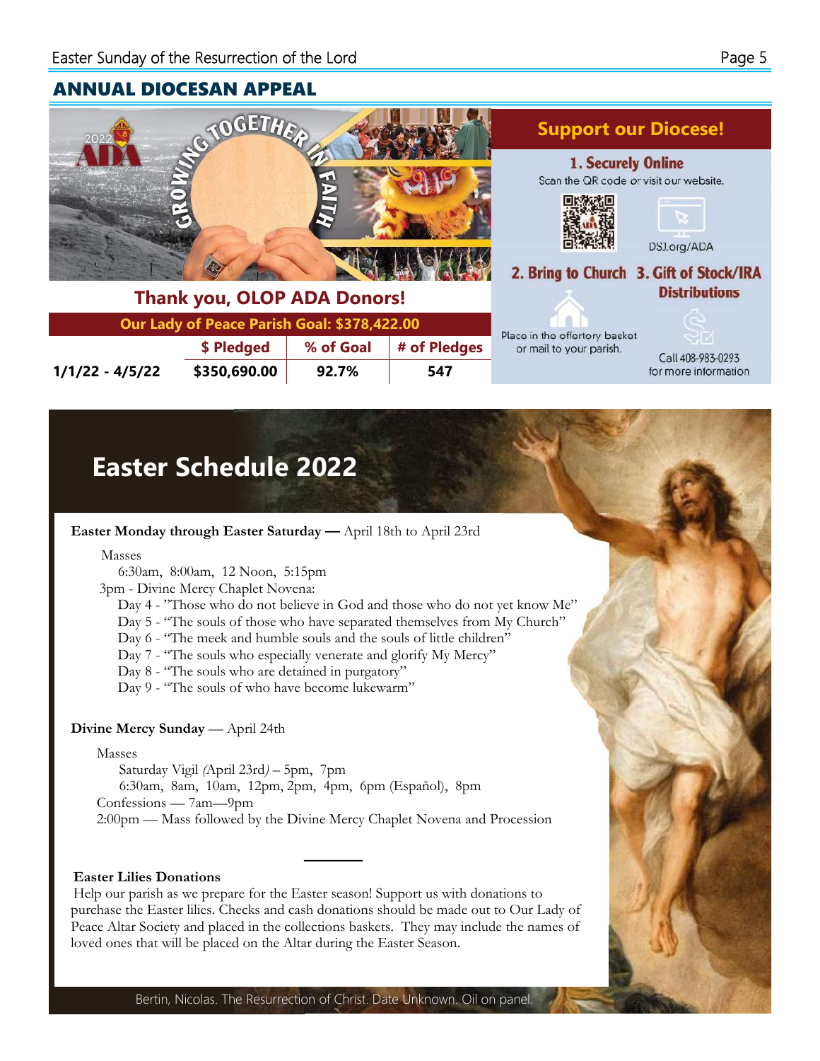## ANNUAL DIOCESAN APPEAL

### Thank you, OLOP ADA Donors!

| Our Lady of Peace Parish Goal: $378,422.00 | | | |
|---|---|---|---|
| | $ Pledged | % of Goal | # of Pledges |
| 1/1/22 - 4/5/22 | $350,690.00 | 92.7% | 547 |

### Support our Diocese!

**1. Securely Online**
Scan the QR code or visit our website.
DSJ.org/ADA

**2. Bring to Church**
Place in the offertory basket or mail to your parish.

**3. Gift of Stock/IRA Distributions**
Call 408-983-0293 for more information

# Easter Schedule 2022

**Easter Monday through Easter Saturday —** April 18th to April 23rd

Masses
6:30am, 8:00am, 12 Noon, 5:15pm
3pm - Divine Mercy Chaplet Novena:
Day 4 - "Those who do not believe in God and those who do not yet know Me"
Day 5 - "The souls of those who have separated themselves from My Church"
Day 6 - "The meek and humble souls and the souls of little children"
Day 7 - "The souls who especially venerate and glorify My Mercy"
Day 8 - "The souls who are detained in purgatory"
Day 9 - "The souls of who have become lukewarm"

**Divine Mercy Sunday** — April 24th

Masses
Saturday Vigil (April 23rd) – 5pm, 7pm
6:30am, 8am, 10am, 12pm, 2pm, 4pm, 6pm (Español), 8pm
Confessions — 7am—9pm
2:00pm — Mass followed by the Divine Mercy Chaplet Novena and Procession

---

**Easter Lilies Donations**
Help our parish as we prepare for the Easter season! Support us with donations to purchase the Easter lilies. Checks and cash donations should be made out to Our Lady of Peace Altar Society and placed in the collections baskets. They may include the names of loved ones that will be placed on the Altar during the Easter Season.

Bertin, Nicolas. The Resurrection of Christ. Date Unknown. Oil on panel.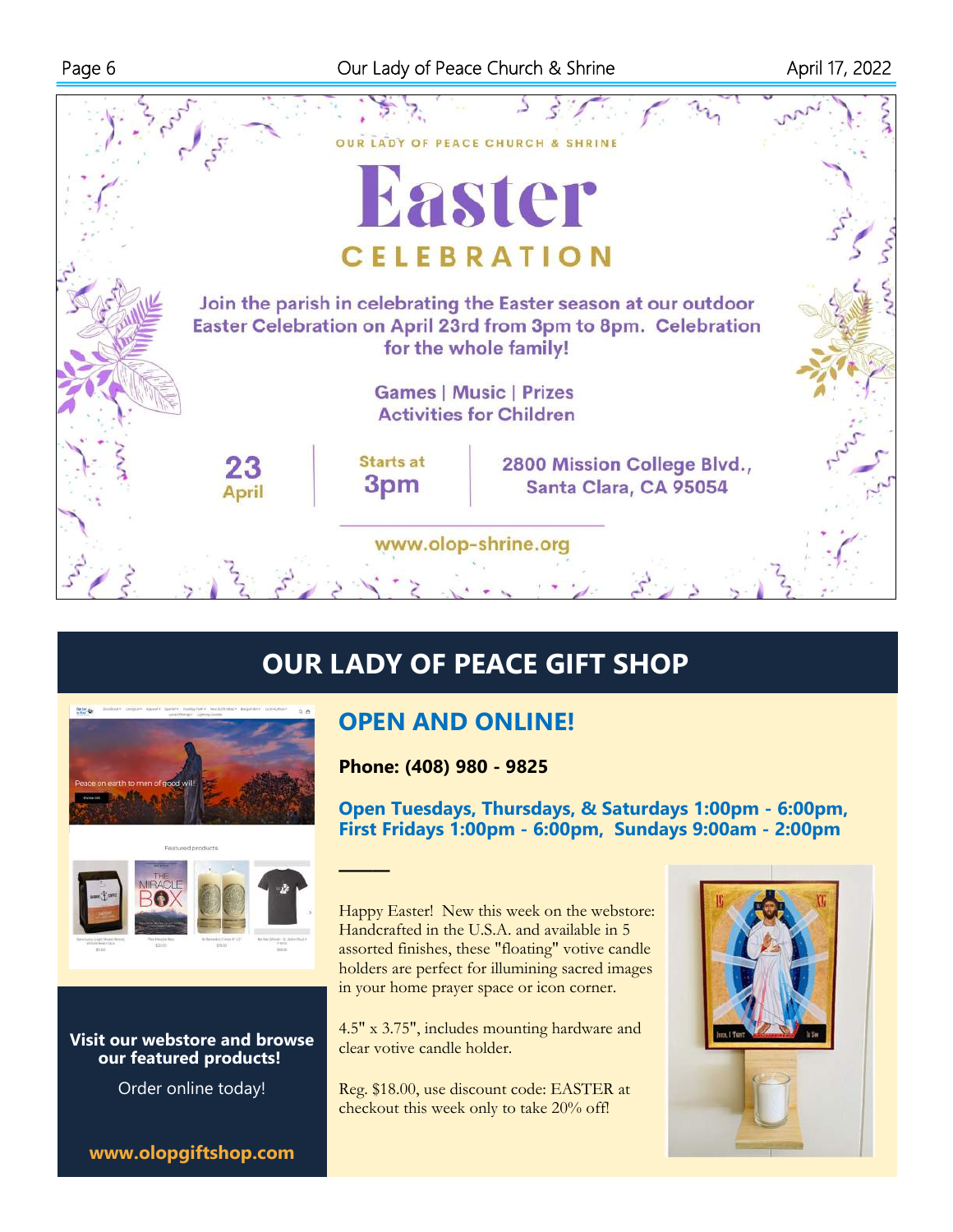OUR LADY OF PEACE CHURCH & SHRINE

# Easter CELEBRATION

Join the parish in celebrating the Easter season at our outdoor Easter Celebration on April 23rd from 3pm to 8pm. Celebration for the whole family!

Games | Music | Prizes
Activities for Children

23 April | Starts at 3pm | 2800 Mission College Blvd., Santa Clara, CA 95054

www.olop-shrine.org

## OUR LADY OF PEACE GIFT SHOP

### OPEN AND ONLINE!

**Phone: (408) 980 - 9825**

**Open Tuesdays, Thursdays, & Saturdays 1:00pm - 6:00pm, First Fridays 1:00pm - 6:00pm, Sundays 9:00am - 2:00pm**

Happy Easter! New this week on the webstore: Handcrafted in the U.S.A. and available in 5 assorted finishes, these "floating" votive candle holders are perfect for illumining sacred images in your home prayer space or icon corner.

4.5" x 3.75", includes mounting hardware and clear votive candle holder.

Reg. $18.00, use discount code: EASTER at checkout this week only to take 20% off!

**Visit our webstore and browse our featured products!**

Order online today!

**www.olopgiftshop.com**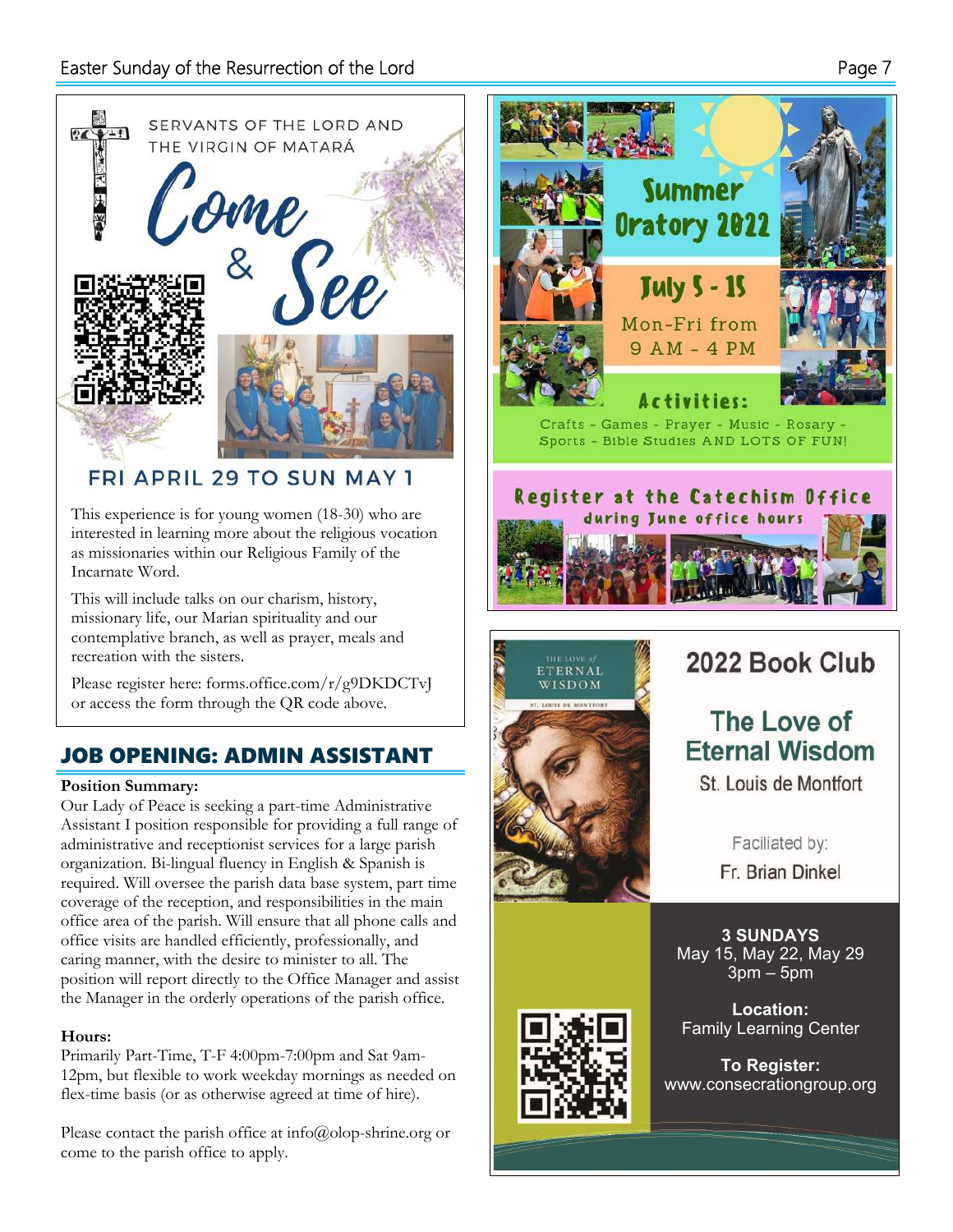SERVANTS OF THE LORD AND THE VIRGIN OF MATARÁ

# Come & See

## FRI APRIL 29 TO SUN MAY 1

This experience is for young women (18-30) who are interested in learning more about the religious vocation as missionaries within our Religious Family of the Incarnate Word.

This will include talks on our charism, history, missionary life, our Marian spirituality and our contemplative branch, as well as prayer, meals and recreation with the sisters.

Please register here: forms.office.com/r/g9DKDCTvJ or access the form through the QR code above.

## JOB OPENING: ADMIN ASSISTANT

**Position Summary:**
Our Lady of Peace is seeking a part-time Administrative Assistant I position responsible for providing a full range of administrative and receptionist services for a large parish organization. Bi-lingual fluency in English & Spanish is required. Will oversee the parish data base system, part time coverage of the reception, and responsibilities in the main office area of the parish. Will ensure that all phone calls and office visits are handled efficiently, professionally, and caring manner, with the desire to minister to all. The position will report directly to the Office Manager and assist the Manager in the orderly operations of the parish office.

**Hours:**
Primarily Part-Time, T-F 4:00pm-7:00pm and Sat 9am-12pm, but flexible to work weekday mornings as needed on flex-time basis (or as otherwise agreed at time of hire).

Please contact the parish office at info@olop-shrine.org or come to the parish office to apply.

# Summer Oratory 2022

## July 5 - 15

Mon-Fri from 9 AM - 4 PM

**Activities:**

Crafts - Games - Prayer - Music - Rosary - Sports - Bible Studies AND LOTS OF FUN!

**Register at the Catechism Office during June office hours**

# 2022 Book Club

## The Love of Eternal Wisdom

St. Louis de Montfort

Faciliated by:
Fr. Brian Dinkel

**3 SUNDAYS**
May 15, May 22, May 29
3pm – 5pm

**Location:**
Family Learning Center

**To Register:**
www.consecrationgroup.org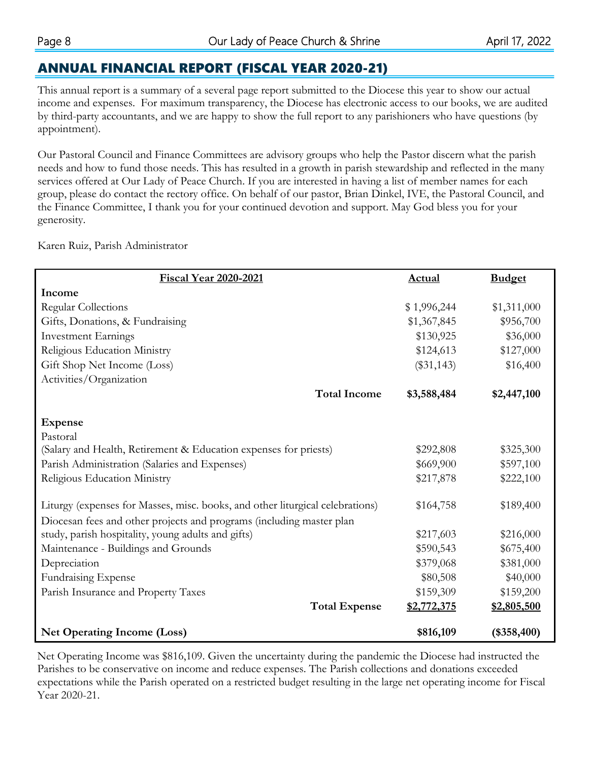## ANNUAL FINANCIAL REPORT (FISCAL YEAR 2020-21)

This annual report is a summary of a several page report submitted to the Diocese this year to show our actual income and expenses. For maximum transparency, the Diocese has electronic access to our books, we are audited by third-party accountants, and we are happy to show the full report to any parishioners who have questions (by appointment).

Our Pastoral Council and Finance Committees are advisory groups who help the Pastor discern what the parish needs and how to fund those needs. This has resulted in a growth in parish stewardship and reflected in the many services offered at Our Lady of Peace Church. If you are interested in having a list of member names for each group, please do contact the rectory office. On behalf of our pastor, Brian Dinkel, IVE, the Pastoral Council, and the Finance Committee, I thank you for your continued devotion and support. May God bless you for your generosity.

Karen Ruiz, Parish Administrator

| Fiscal Year 2020-2021 | Actual | Budget |
|---|---|---|
| **Income** | | |
| Regular Collections | $ 1,996,244 | $1,311,000 |
| Gifts, Donations, & Fundraising | $1,367,845 | $956,700 |
| Investment Earnings | $130,925 | $36,000 |
| Religious Education Ministry | $124,613 | $127,000 |
| Gift Shop Net Income (Loss) | ($31,143) | $16,400 |
| Activities/Organization | | |
| **Total Income** | **$3,588,484** | **$2,447,100** |
| **Expense** | | |
| Pastoral | | |
| (Salary and Health, Retirement & Education expenses for priests) | $292,808 | $325,300 |
| Parish Administration (Salaries and Expenses) | $669,900 | $597,100 |
| Religious Education Ministry | $217,878 | $222,100 |
| Liturgy (expenses for Masses, misc. books, and other liturgical celebrations) | $164,758 | $189,400 |
| Diocesan fees and other projects and programs (including master plan study, parish hospitality, young adults and gifts) | $217,603 | $216,000 |
| Maintenance - Buildings and Grounds | $590,543 | $675,400 |
| Depreciation | $379,068 | $381,000 |
| Fundraising Expense | $80,508 | $40,000 |
| Parish Insurance and Property Taxes | $159,309 | $159,200 |
| **Total Expense** | **$2,772,375** | **$2,805,500** |
| **Net Operating Income (Loss)** | **$816,109** | **($358,400)** |

Net Operating Income was $816,109. Given the uncertainty during the pandemic the Diocese had instructed the Parishes to be conservative on income and reduce expenses. The Parish collections and donations exceeded expectations while the Parish operated on a restricted budget resulting in the large net operating income for Fiscal Year 2020-21.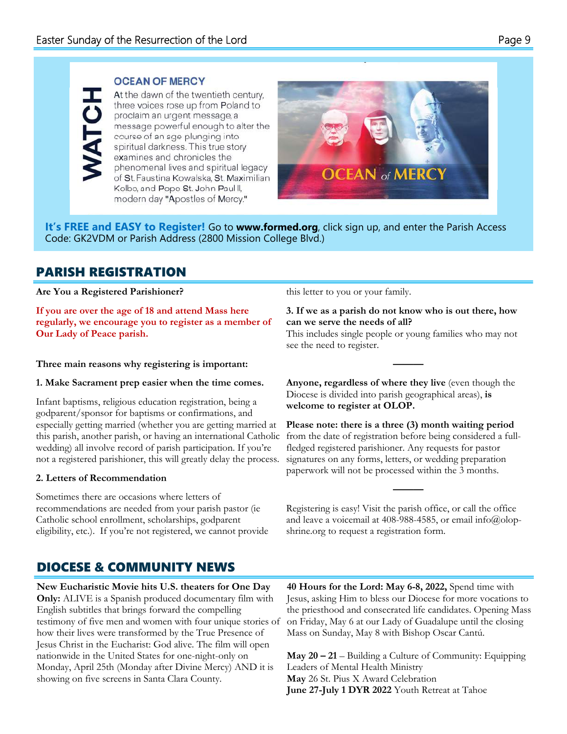WATCH

## OCEAN OF MERCY

At the dawn of the twentieth century, three voices rose up from Poland to proclaim an urgent message, a message powerful enough to alter the course of an age plunging into spiritual darkness. This true story examines and chronicles the phenomenal lives and spiritual legacy of St. Faustina Kowalska, St. Maximilian Kolbe, and Pope St. John Paul II, modern day "Apostles of Mercy."

**It's FREE and EASY to Register!** Go to **www.formed.org**, click sign up, and enter the Parish Access Code: GK2VDM or Parish Address (2800 Mission College Blvd.)

# PARISH REGISTRATION

**Are You a Registered Parishioner?**

**If you are over the age of 18 and attend Mass here regularly, we encourage you to register as a member of Our Lady of Peace parish.**

**Three main reasons why registering is important:**

**1. Make Sacrament prep easier when the time comes.**

Infant baptisms, religious education registration, being a godparent/sponsor for baptisms or confirmations, and especially getting married (whether you are getting married at this parish, another parish, or having an international Catholic wedding) all involve record of parish participation. If you're not a registered parishioner, this will greatly delay the process.

**2. Letters of Recommendation**

Sometimes there are occasions where letters of recommendations are needed from your parish pastor (ie Catholic school enrollment, scholarships, godparent eligibility, etc.). If you're not registered, we cannot provide this letter to you or your family.

**3. If we as a parish do not know who is out there, how can we serve the needs of all?**
This includes single people or young families who may not see the need to register.

---

**Anyone, regardless of where they live** (even though the Diocese is divided into parish geographical areas), **is welcome to register at OLOP.**

**Please note: there is a three (3) month waiting period** from the date of registration before being considered a full-fledged registered parishioner. Any requests for pastor signatures on any forms, letters, or wedding preparation paperwork will not be processed within the 3 months.

---

Registering is easy! Visit the parish office, or call the office and leave a voicemail at 408-988-4585, or email info@olop-shrine.org to request a registration form.

# DIOCESE & COMMUNITY NEWS

**New Eucharistic Movie hits U.S. theaters for One Day Only:** ALIVE is a Spanish produced documentary film with English subtitles that brings forward the compelling testimony of five men and women with four unique stories of how their lives were transformed by the True Presence of Jesus Christ in the Eucharist: God alive. The film will open nationwide in the United States for one-night-only on Monday, April 25th (Monday after Divine Mercy) AND it is showing on five screens in Santa Clara County.

**40 Hours for the Lord: May 6-8, 2022,** Spend time with Jesus, asking Him to bless our Diocese for more vocations to the priesthood and consecrated life candidates. Opening Mass on Friday, May 6 at our Lady of Guadalupe until the closing Mass on Sunday, May 8 with Bishop Oscar Cantú.

**May 20 – 21** – Building a Culture of Community: Equipping Leaders of Mental Health Ministry
**May** 26 St. Pius X Award Celebration
**June 27-July 1 DYR 2022** Youth Retreat at Tahoe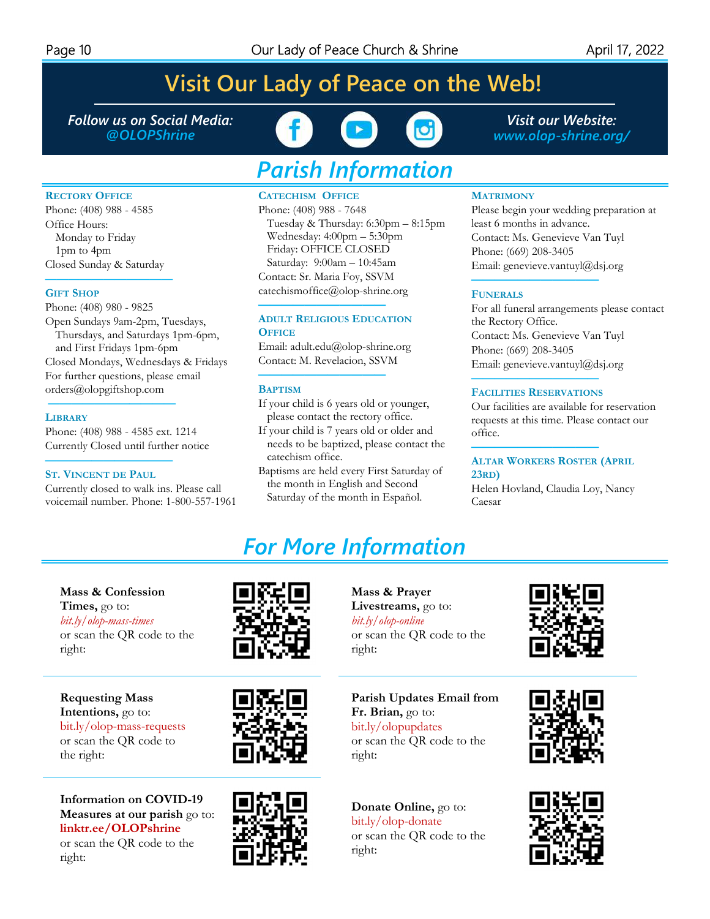# Visit Our Lady of Peace on the Web!

*Follow us on Social Media:* ***@OLOPShrine***

*Visit our Website:* ***www.olop-shrine.org/***

## *Parish Information*

### Rectory Office

Phone: (408) 988 - 4585

Office Hours:

Monday to Friday

1pm to 4pm

Closed Sunday & Saturday

### Gift Shop

Phone: (408) 980 - 9825

Open Sundays 9am-2pm, Tuesdays, Thursdays, and Saturdays 1pm-6pm, and First Fridays 1pm-6pm

Closed Mondays, Wednesdays & Fridays

For further questions, please email orders@olopgiftshop.com

### Library

Phone: (408) 988 - 4585 ext. 1214

Currently Closed until further notice

### St. Vincent de Paul

Currently closed to walk ins. Please call voicemail number. Phone: 1-800-557-1961

### Catechism Office

Phone: (408) 988 - 7648

Tuesday & Thursday: 6:30pm – 8:15pm

Wednesday: 4:00pm – 5:30pm

Friday: OFFICE CLOSED

Saturday: 9:00am – 10:45am

Contact: Sr. Maria Foy, SSVM

catechismoffice@olop-shrine.org

### Adult Religious Education Office

Email: adult.edu@olop-shrine.org

Contact: M. Revelacion, SSVM

### Baptism

If your child is 6 years old or younger, please contact the rectory office.

If your child is 7 years old or older and needs to be baptized, please contact the catechism office.

Baptisms are held every First Saturday of the month in English and Second Saturday of the month in Español.

### Matrimony

Please begin your wedding preparation at least 6 months in advance.

Contact: Ms. Genevieve Van Tuyl

Phone: (669) 208-3405

Email: genevieve.vantuyl@dsj.org

### Funerals

For all funeral arrangements please contact the Rectory Office.

Contact: Ms. Genevieve Van Tuyl

Phone: (669) 208-3405

Email: genevieve.vantuyl@dsj.org

### Facilities Reservations

Our facilities are available for reservation requests at this time. Please contact our office.

### Altar Workers Roster (April 23rd)

Helen Hovland, Claudia Loy, Nancy Caesar

## *For More Information*

**Mass & Confession Times,** go to: *bit.ly/olop-mass-times* or scan the QR code to the right:

**Mass & Prayer Livestreams,** go to: *bit.ly/olop-online* or scan the QR code to the right:

**Requesting Mass Intentions,** go to: bit.ly/olop-mass-requests or scan the QR code to the right:

**Parish Updates Email from Fr. Brian,** go to: bit.ly/olopupdates or scan the QR code to the right:

**Information on COVID-19 Measures at our parish** go to: **linktr.ee/OLOPshrine** or scan the QR code to the right:

**Donate Online,** go to: bit.ly/olop-donate or scan the QR code to the right: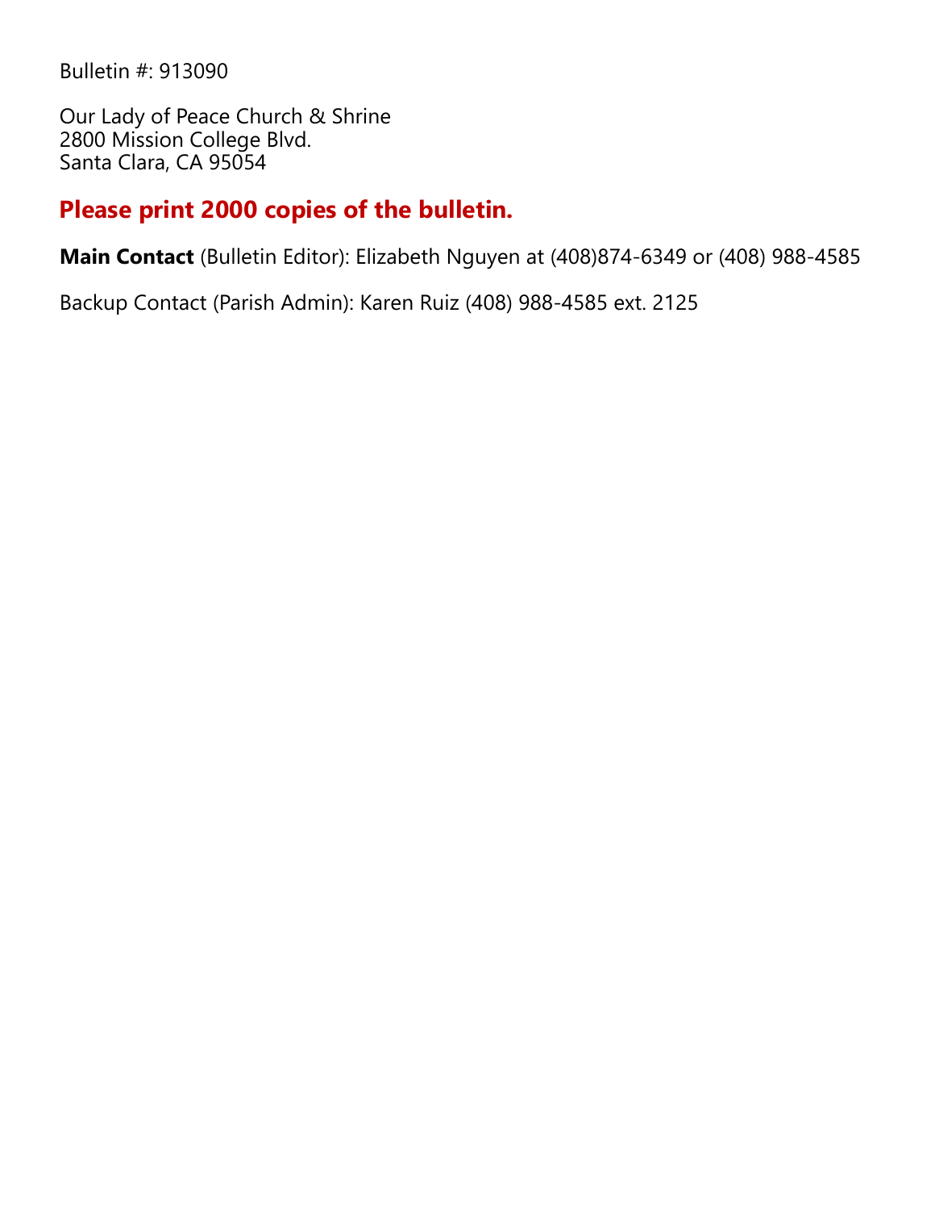Bulletin #: 913090

Our Lady of Peace Church & Shrine
2800 Mission College Blvd.
Santa Clara, CA 95054

## Please print 2000 copies of the bulletin.

**Main Contact** (Bulletin Editor): Elizabeth Nguyen at (408)874-6349 or (408) 988-4585

Backup Contact (Parish Admin): Karen Ruiz (408) 988-4585 ext. 2125